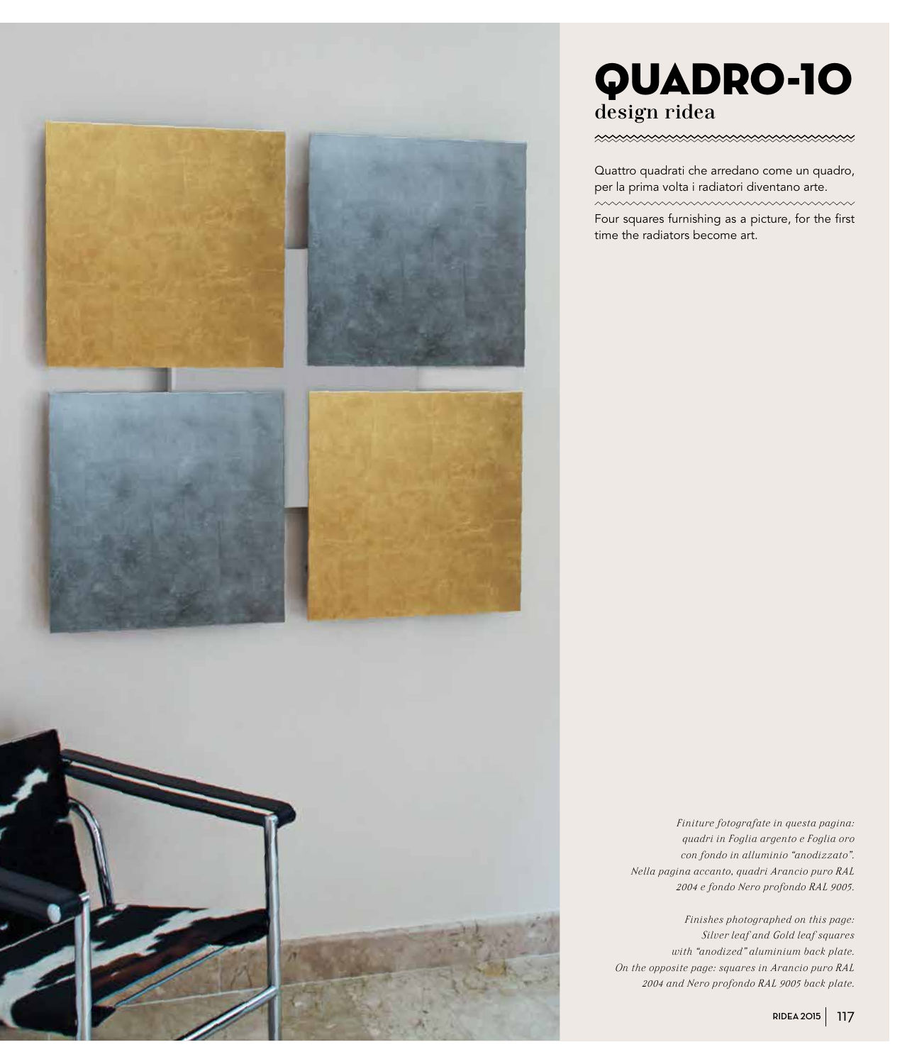# QUADRO-10

## design ridea

Quattro quadrati che arredano come un quadro, per la prima volta i radiatori diventano arte.

Four squares furnishing as a picture, for the first time the radiators become art.

*Finiture fotografate in questa pagina: quadri in Foglia argento e Foglia oro con fondo in alluminio "anodizzato". Nella pagina accanto, quadri Arancio puro RAL 2004 e fondo Nero profondo RAL 9005.*

*Finishes photographed on this page: Silver leaf and Gold leaf squares with "anodized" aluminium back plate. On the opposite page: squares in Arancio puro RAL 2004 and Nero profondo RAL 9005 back plate.*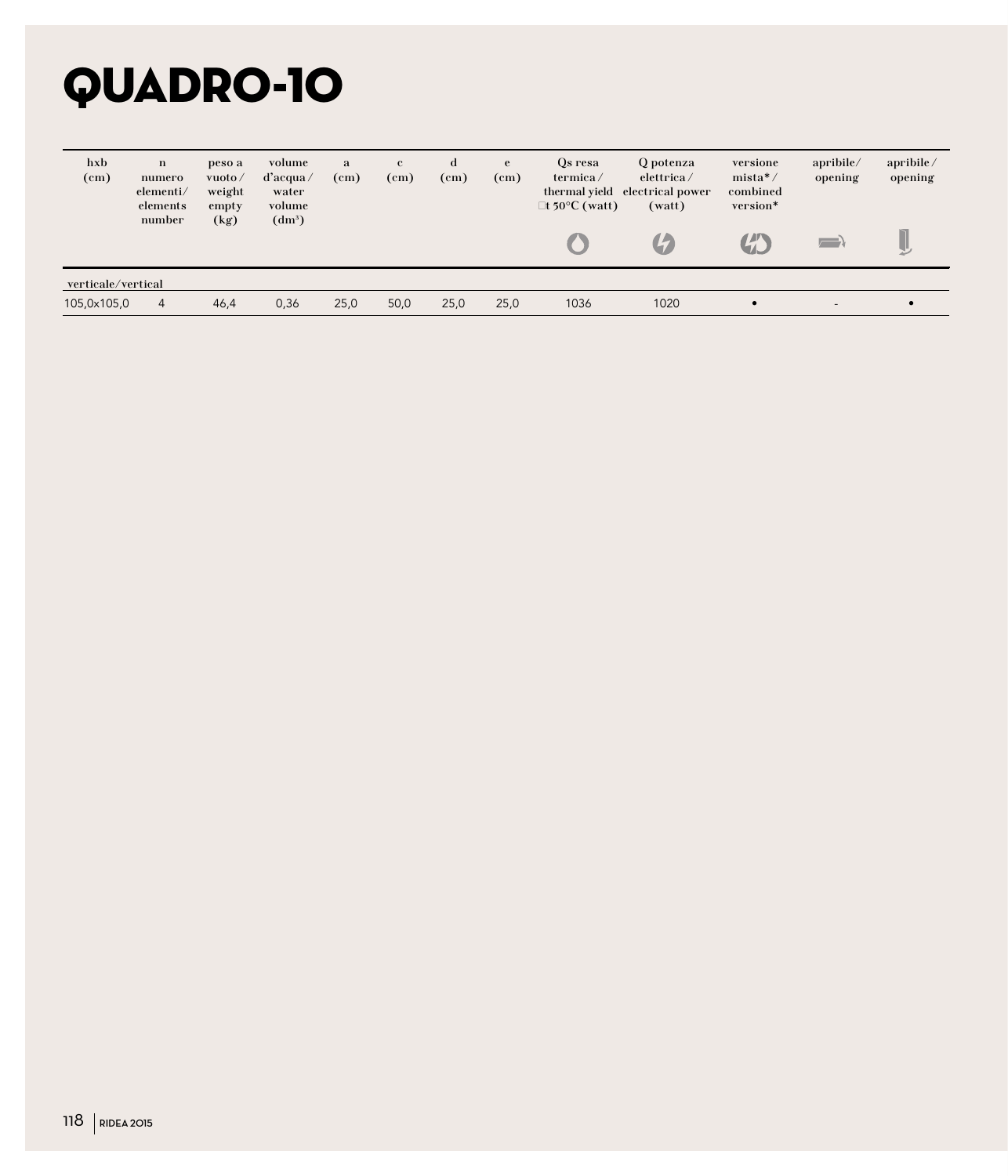# QUADRO-10

| hxb (cm) | n numero elementi/ elements number | peso a vuoto / weight empty (kg) | volume d'acqua / water volume (dm³) | a (cm) | c (cm) | d (cm) | e (cm) | Qs resa termica / thermal yield Δt 50°C (watt) | Q potenza elettrica / electrical power (watt) | versione mista* / combined version* | apribile/ opening | apribile / opening |
|---|---|---|---|---|---|---|---|---|---|---|---|---|
| verticale/vertical | | | | | | | | | | | | |
| 105,0x105,0 | 4 | 46,4 | 0,36 | 25,0 | 50,0 | 25,0 | 25,0 | 1036 | 1020 | • | - | • |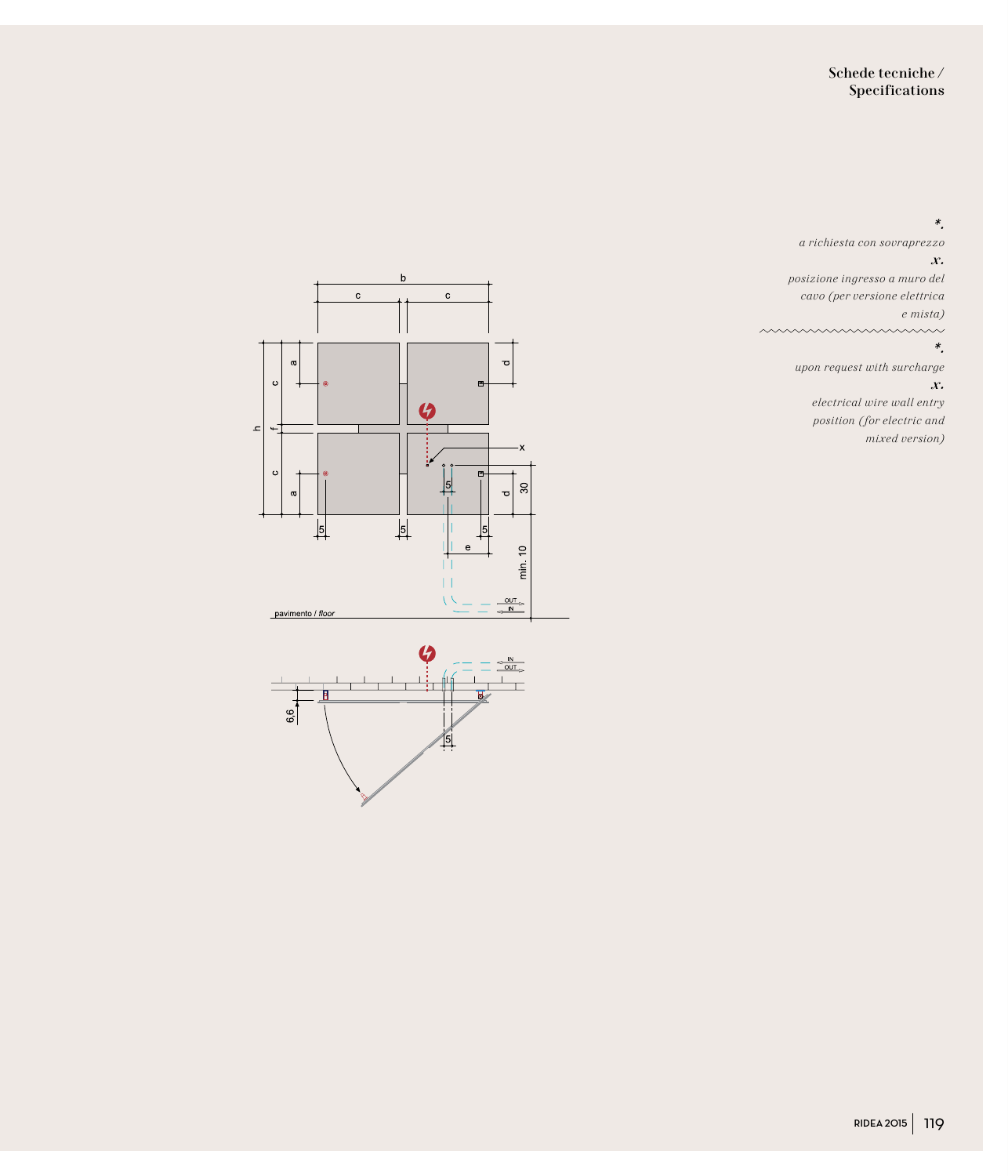## Schede tecniche / Specifications

b

c c

a d

c

h f

c

a d 30

x

5 5 5 5 5

e

min. 10

OUT

IN

pavimento / *floor*

IN

OUT

6,6

5

***.**

*a richiesta con sovraprezzo*

***x.***

*posizione ingresso a muro del cavo (per versione elettrica e mista)*

***.**

*upon request with surcharge*

***x.***

*electrical wire wall entry position (for electric and mixed version)*